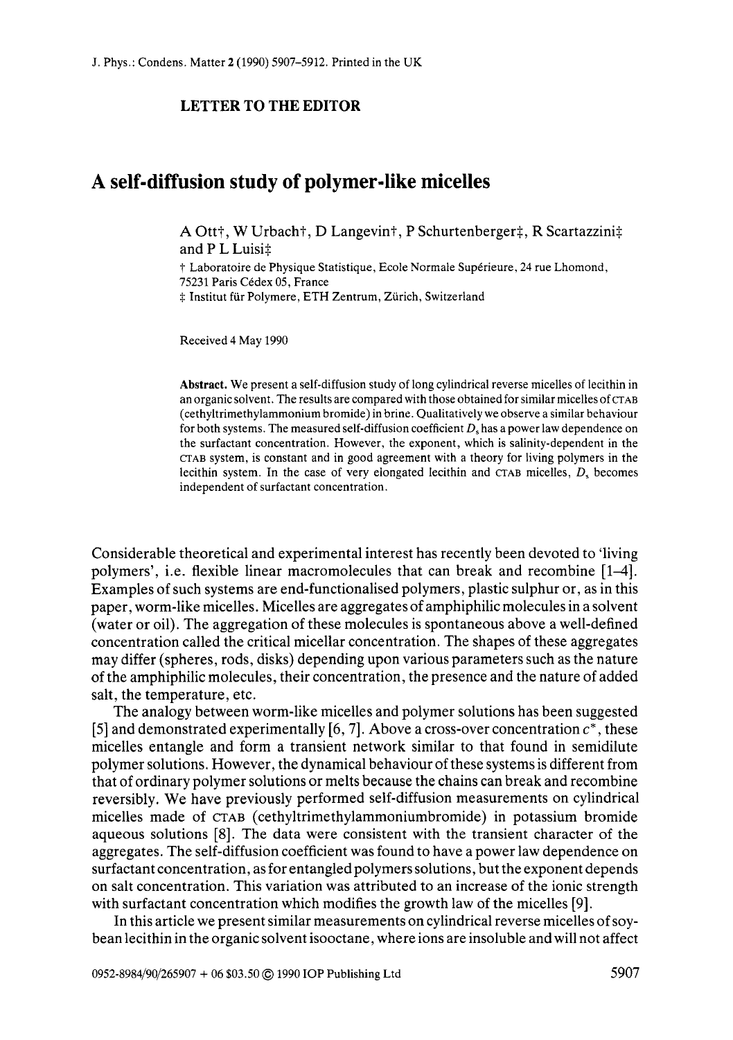**LETTER TO THE EDITOR**

# A self-diffusion study of polymer-like micelles

A Ott†, W Urbach†, D Langevin†, P Schurtenberger‡, R Scartazzini‡ and P L Luisi‡

† Laboratoire de Physique Statistique, Ecole Normale Supérieure, 24 rue Lhomond, 75231 Paris Cédex 05, France

‡ Institut für Polymere, ETH Zentrum, Zürich, Switzerland

Received 4 May 1990

**Abstract.** We present a self-diffusion study of long cylindrical reverse micelles of lecithin in an organic solvent. The results are compared with those obtained for similar micelles of CTAB (cethyltrimethylammonium bromide) in brine. Qualitatively we observe a similar behaviour for both systems. The measured self-diffusion coefficient $D_s$ has a power law dependence on the surfactant concentration. However, the exponent, which is salinity-dependent in the CTAB system, is constant and in good agreement with a theory for living polymers in the lecithin system. In the case of very elongated lecithin and CTAB micelles, $D_s$ becomes independent of surfactant concentration.

Considerable theoretical and experimental interest has recently been devoted to 'living polymers', i.e. flexible linear macromolecules that can break and recombine [1–4]. Examples of such systems are end-functionalised polymers, plastic sulphur or, as in this paper, worm-like micelles. Micelles are aggregates of amphiphilic molecules in a solvent (water or oil). The aggregation of these molecules is spontaneous above a well-defined concentration called the critical micellar concentration. The shapes of these aggregates may differ (spheres, rods, disks) depending upon various parameters such as the nature of the amphiphilic molecules, their concentration, the presence and the nature of added salt, the temperature, etc.

The analogy between worm-like micelles and polymer solutions has been suggested [5] and demonstrated experimentally [6, 7]. Above a cross-over concentration $c^*$, these micelles entangle and form a transient network similar to that found in semidilute polymer solutions. However, the dynamical behaviour of these systems is different from that of ordinary polymer solutions or melts because the chains can break and recombine reversibly. We have previously performed self-diffusion measurements on cylindrical micelles made of CTAB (cethyltrimethylammoniumbromide) in potassium bromide aqueous solutions [8]. The data were consistent with the transient character of the aggregates. The self-diffusion coefficient was found to have a power law dependence on surfactant concentration, as for entangled polymers solutions, but the exponent depends on salt concentration. This variation was attributed to an increase of the ionic strength with surfactant concentration which modifies the growth law of the micelles [9].

In this article we present similar measurements on cylindrical reverse micelles of soybean lecithin in the organic solvent isooctane, where ions are insoluble and will not affect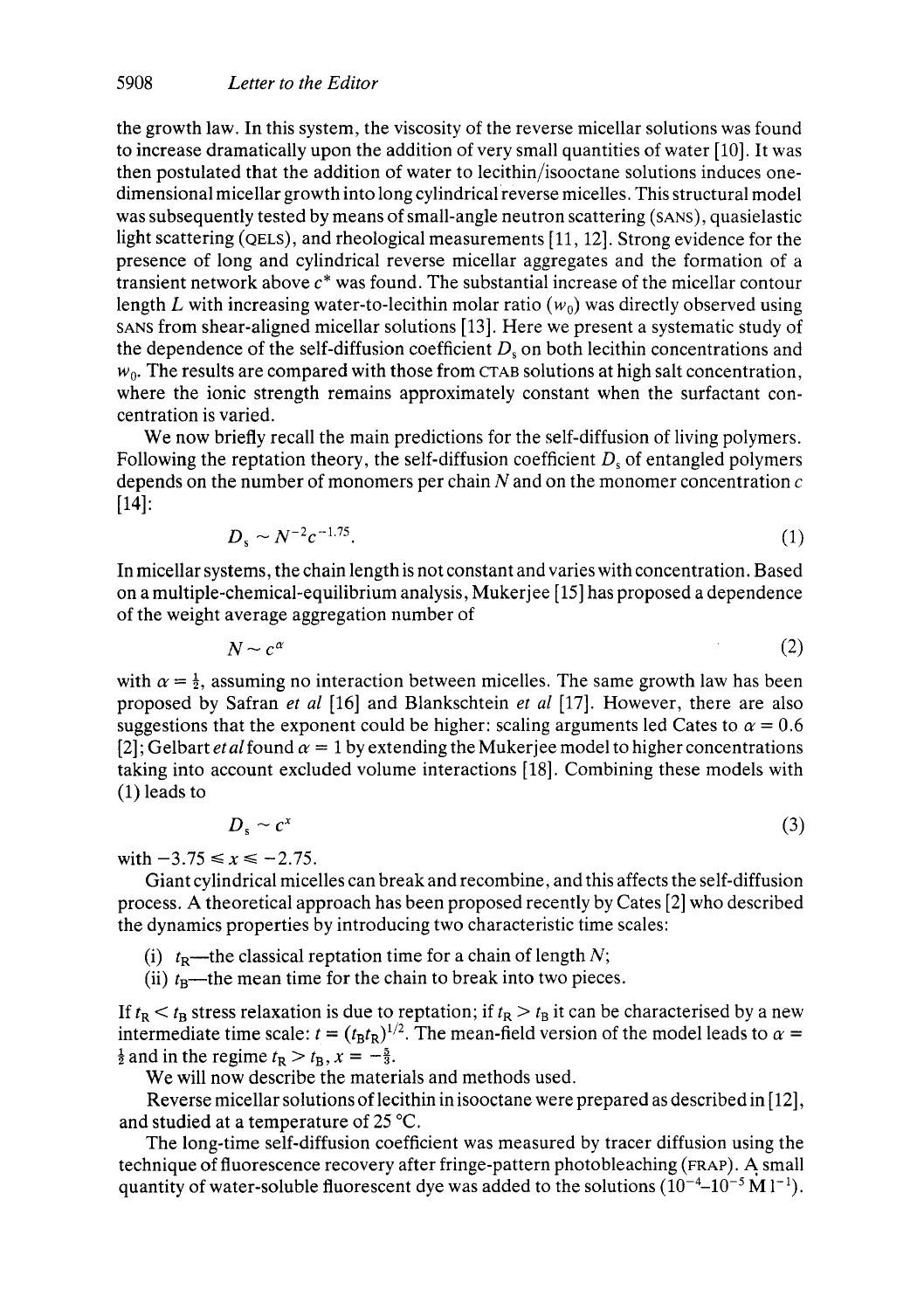the growth law. In this system, the viscosity of the reverse micellar solutions was found to increase dramatically upon the addition of very small quantities of water [10]. It was then postulated that the addition of water to lecithin/isooctane solutions induces one-dimensional micellar growth into long cylindrical reverse micelles. This structural model was subsequently tested by means of small-angle neutron scattering (SANS), quasielastic light scattering (QELS), and rheological measurements [11, 12]. Strong evidence for the presence of long and cylindrical reverse micellar aggregates and the formation of a transient network above $c^*$ was found. The substantial increase of the micellar contour length $L$ with increasing water-to-lecithin molar ratio ($w_0$) was directly observed using SANS from shear-aligned micellar solutions [13]. Here we present a systematic study of the dependence of the self-diffusion coefficient $D_s$ on both lecithin concentrations and $w_0$. The results are compared with those from CTAB solutions at high salt concentration, where the ionic strength remains approximately constant when the surfactant concentration is varied.

We now briefly recall the main predictions for the self-diffusion of living polymers. Following the reptation theory, the self-diffusion coefficient $D_s$ of entangled polymers depends on the number of monomers per chain $N$ and on the monomer concentration $c$ [14]:

$$D_s \sim N^{-2} c^{-1.75}. \tag{1}$$

In micellar systems, the chain length is not constant and varies with concentration. Based on a multiple-chemical-equilibrium analysis, Mukerjee [15] has proposed a dependence of the weight average aggregation number of

$$N \sim c^{\alpha} \tag{2}$$

with $\alpha = \frac{1}{2}$, assuming no interaction between micelles. The same growth law has been proposed by Safran *et al* [16] and Blankschtein *et al* [17]. However, there are also suggestions that the exponent could be higher: scaling arguments led Cates to $\alpha = 0.6$ [2]; Gelbart *et al* found $\alpha = 1$ by extending the Mukerjee model to higher concentrations taking into account excluded volume interactions [18]. Combining these models with (1) leads to

$$D_s \sim c^{x} \tag{3}$$

with $-3.75 \leqslant x \leqslant -2.75$.

Giant cylindrical micelles can break and recombine, and this affects the self-diffusion process. A theoretical approach has been proposed recently by Cates [2] who described the dynamics properties by introducing two characteristic time scales:

(i) $t_R$—the classical reptation time for a chain of length $N$;

(ii) $t_B$—the mean time for the chain to break into two pieces.

If $t_R < t_B$ stress relaxation is due to reptation; if $t_R > t_B$ it can be characterised by a new intermediate time scale: $t = (t_B t_R)^{1/2}$. The mean-field version of the model leads to $\alpha = \frac{1}{2}$ and in the regime $t_R > t_B$, $x = -\frac{5}{3}$.

We will now describe the materials and methods used.

Reverse micellar solutions of lecithin in isooctane were prepared as described in [12], and studied at a temperature of 25 °C.

The long-time self-diffusion coefficient was measured by tracer diffusion using the technique of fluorescence recovery after fringe-pattern photobleaching (FRAP). A small quantity of water-soluble fluorescent dye was added to the solutions ($10^{-4}$–$10^{-5}$ M l$^{-1}$).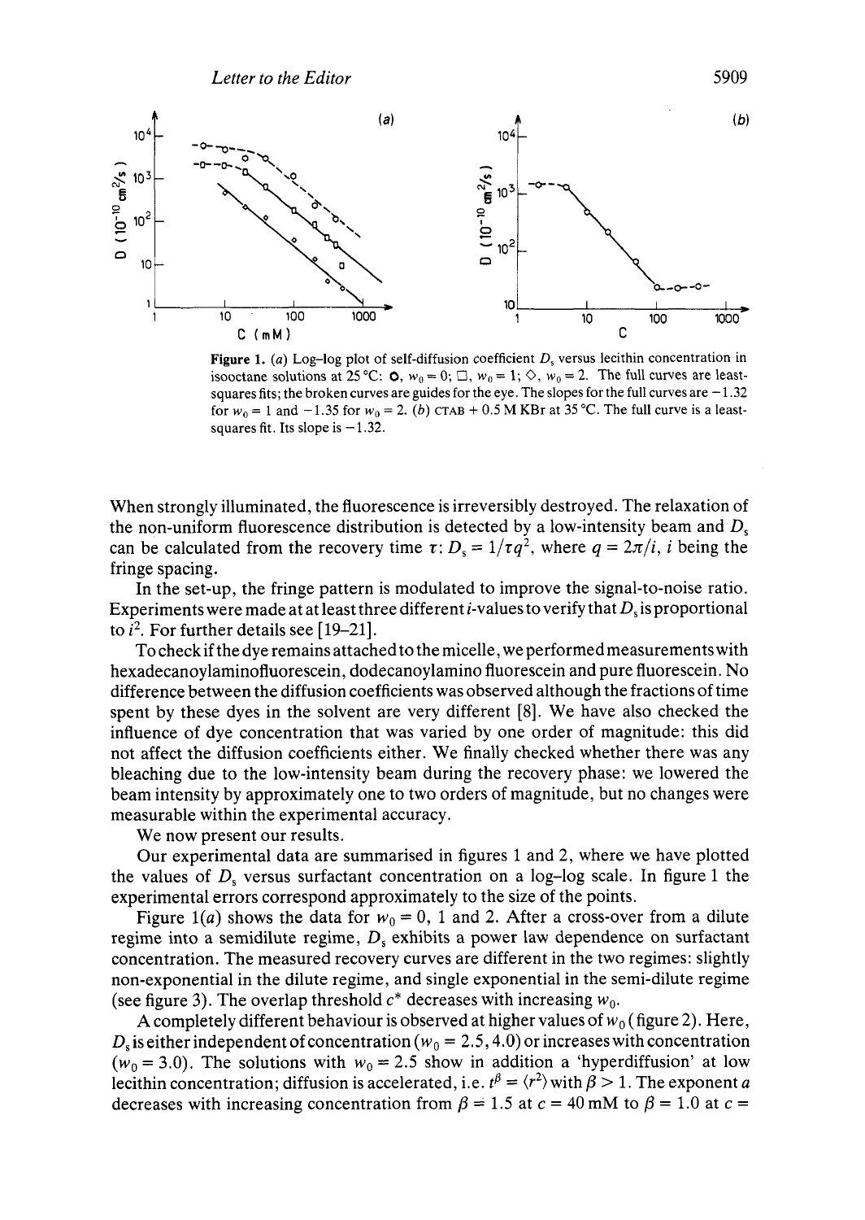**Figure 1.** (*a*) Log–log plot of self-diffusion coefficient $D_s$ versus lecithin concentration in isooctane solutions at 25 °C: ○, $w_0 = 0$; □, $w_0 = 1$; ◇, $w_0 = 2$. The full curves are least-squares fits; the broken curves are guides for the eye. The slopes for the full curves are −1.32 for $w_0 = 1$ and −1.35 for $w_0 = 2$. (*b*) CTAB + 0.5 M KBr at 35 °C. The full curve is a least-squares fit. Its slope is −1.32.

When strongly illuminated, the fluorescence is irreversibly destroyed. The relaxation of the non-uniform fluorescence distribution is detected by a low-intensity beam and $D_s$ can be calculated from the recovery time $\tau$: $D_s = 1/\tau q^2$, where $q = 2\pi/i$, $i$ being the fringe spacing.

In the set-up, the fringe pattern is modulated to improve the signal-to-noise ratio. Experiments were made at at least three different $i$-values to verify that $D_s$ is proportional to $i^2$. For further details see [19–21].

To check if the dye remains attached to the micelle, we performed measurements with hexadecanoylaminofluorescein, dodecanoylamino fluorescein and pure fluorescein. No difference between the diffusion coefficients was observed although the fractions of time spent by these dyes in the solvent are very different [8]. We have also checked the influence of dye concentration that was varied by one order of magnitude: this did not affect the diffusion coefficients either. We finally checked whether there was any bleaching due to the low-intensity beam during the recovery phase: we lowered the beam intensity by approximately one to two orders of magnitude, but no changes were measurable within the experimental accuracy.

We now present our results.

Our experimental data are summarised in figures 1 and 2, where we have plotted the values of $D_s$ versus surfactant concentration on a log–log scale. In figure 1 the experimental errors correspond approximately to the size of the points.

Figure 1(*a*) shows the data for $w_0 = 0$, 1 and 2. After a cross-over from a dilute regime into a semidilute regime, $D_s$ exhibits a power law dependence on surfactant concentration. The measured recovery curves are different in the two regimes: slightly non-exponential in the dilute regime, and single exponential in the semi-dilute regime (see figure 3). The overlap threshold $c^*$ decreases with increasing $w_0$.

A completely different behaviour is observed at higher values of $w_0$ (figure 2). Here, $D_s$ is either independent of concentration ($w_0 = 2.5, 4.0$) or increases with concentration ($w_0 = 3.0$). The solutions with $w_0 = 2.5$ show in addition a 'hyperdiffusion' at low lecithin concentration; diffusion is accelerated, i.e. $t^\beta = \langle r^2 \rangle$ with $\beta > 1$. The exponent $a$ decreases with increasing concentration from $\beta = 1.5$ at $c = 40$ mM to $\beta = 1.0$ at $c =$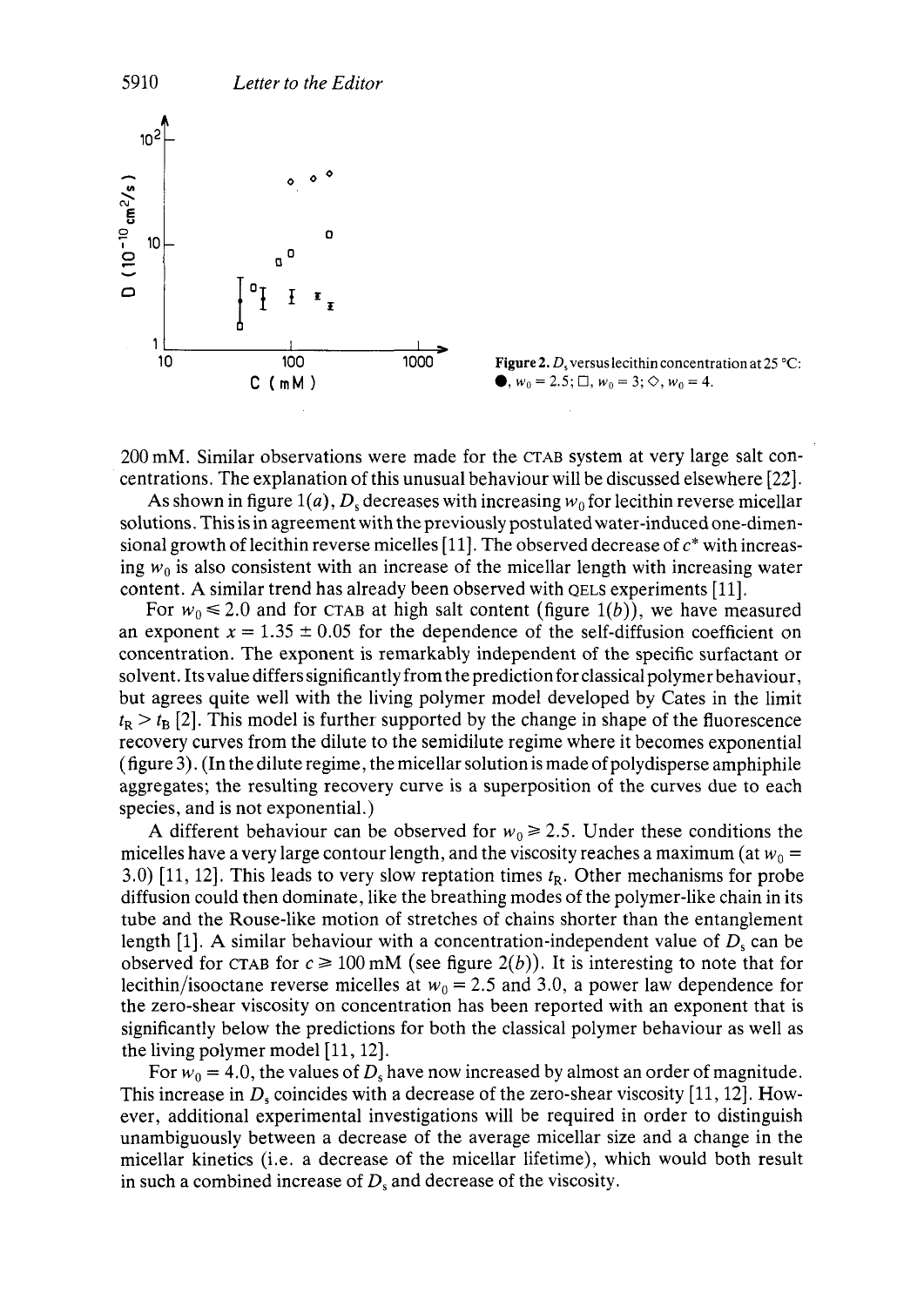**Figure 2.** $D_s$ versus lecithin concentration at 25 °C: ●, $w_0 = 2.5$; □, $w_0 = 3$; ◇, $w_0 = 4$.

200 mM. Similar observations were made for the CTAB system at very large salt concentrations. The explanation of this unusual behaviour will be discussed elsewhere [22].

As shown in figure 1(*a*), $D_s$ decreases with increasing $w_0$ for lecithin reverse micellar solutions. This is in agreement with the previously postulated water-induced one-dimensional growth of lecithin reverse micelles [11]. The observed decrease of $c^*$ with increasing $w_0$ is also consistent with an increase of the micellar length with increasing water content. A similar trend has already been observed with QELS experiments [11].

For $w_0 \leqslant 2.0$ and for CTAB at high salt content (figure 1(*b*)), we have measured an exponent $x = 1.35 \pm 0.05$ for the dependence of the self-diffusion coefficient on concentration. The exponent is remarkably independent of the specific surfactant or solvent. Its value differs significantly from the prediction for classical polymer behaviour, but agrees quite well with the living polymer model developed by Cates in the limit $t_R > t_B$ [2]. This model is further supported by the change in shape of the fluorescence recovery curves from the dilute to the semidilute regime where it becomes exponential (figure 3). (In the dilute regime, the micellar solution is made of polydisperse amphiphile aggregates; the resulting recovery curve is a superposition of the curves due to each species, and is not exponential.)

A different behaviour can be observed for $w_0 \geqslant 2.5$. Under these conditions the micelles have a very large contour length, and the viscosity reaches a maximum (at $w_0 = 3.0$) [11, 12]. This leads to very slow reptation times $t_R$. Other mechanisms for probe diffusion could then dominate, like the breathing modes of the polymer-like chain in its tube and the Rouse-like motion of stretches of chains shorter than the entanglement length [1]. A similar behaviour with a concentration-independent value of $D_s$ can be observed for CTAB for $c \geqslant 100$ mM (see figure 2(*b*)). It is interesting to note that for lecithin/isooctane reverse micelles at $w_0 = 2.5$ and 3.0, a power law dependence for the zero-shear viscosity on concentration has been reported with an exponent that is significantly below the predictions for both the classical polymer behaviour as well as the living polymer model [11, 12].

For $w_0 = 4.0$, the values of $D_s$ have now increased by almost an order of magnitude. This increase in $D_s$ coincides with a decrease of the zero-shear viscosity [11, 12]. However, additional experimental investigations will be required in order to distinguish unambiguously between a decrease of the average micellar size and a change in the micellar kinetics (i.e. a decrease of the micellar lifetime), which would both result in such a combined increase of $D_s$ and decrease of the viscosity.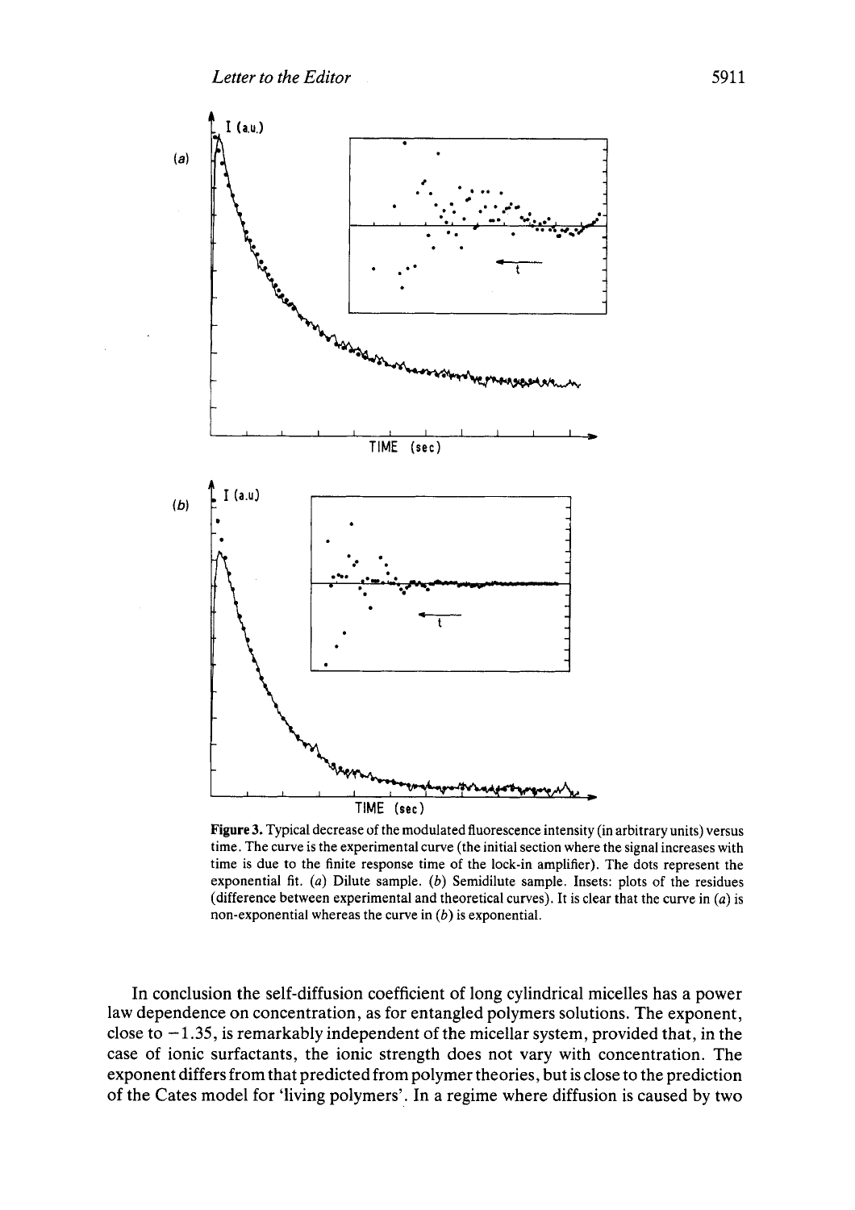**Figure 3.** Typical decrease of the modulated fluorescence intensity (in arbitrary units) versus time. The curve is the experimental curve (the initial section where the signal increases with time is due to the finite response time of the lock-in amplifier). The dots represent the exponential fit. (*a*) Dilute sample. (*b*) Semidilute sample. Insets: plots of the residues (difference between experimental and theoretical curves). It is clear that the curve in (*a*) is non-exponential whereas the curve in (*b*) is exponential.

In conclusion the self-diffusion coefficient of long cylindrical micelles has a power law dependence on concentration, as for entangled polymers solutions. The exponent, close to $-1.35$, is remarkably independent of the micellar system, provided that, in the case of ionic surfactants, the ionic strength does not vary with concentration. The exponent differs from that predicted from polymer theories, but is close to the prediction of the Cates model for 'living polymers'. In a regime where diffusion is caused by two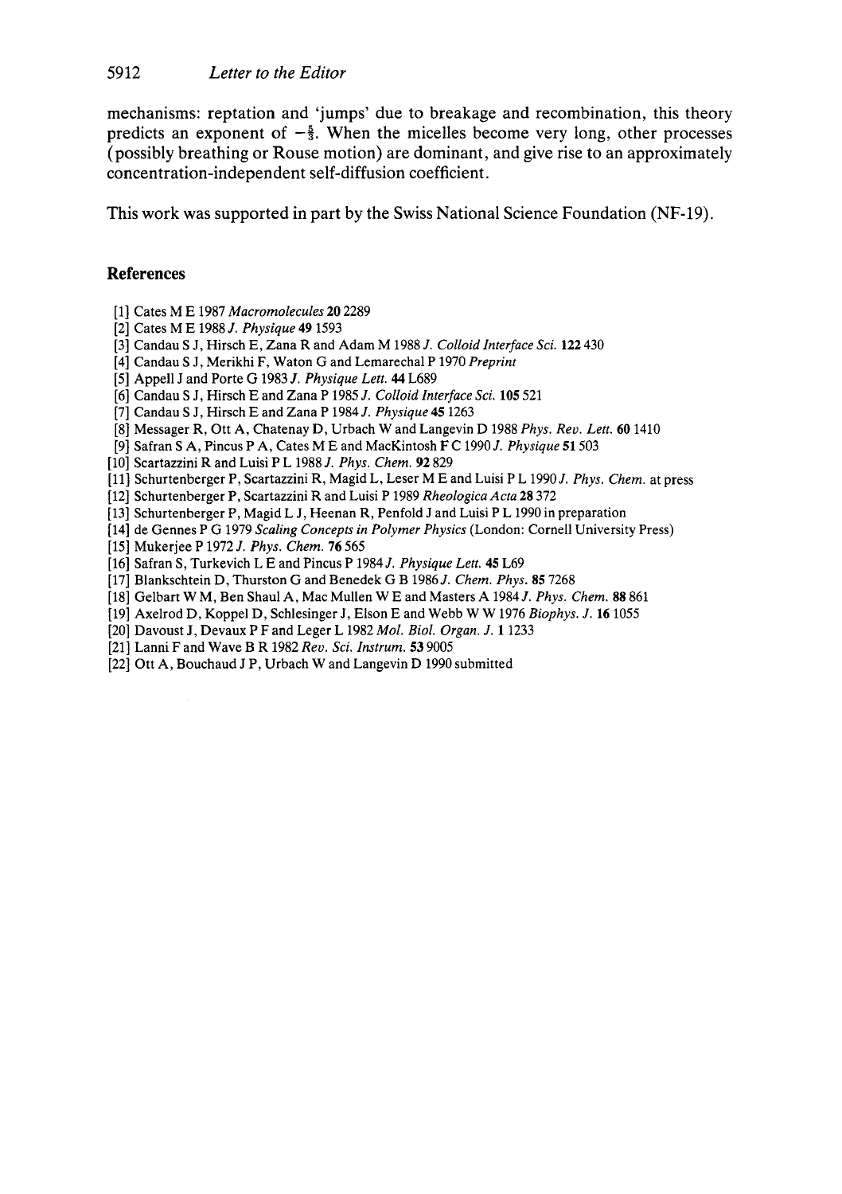mechanisms: reptation and 'jumps' due to breakage and recombination, this theory predicts an exponent of $-\frac{5}{3}$. When the micelles become very long, other processes (possibly breathing or Rouse motion) are dominant, and give rise to an approximately concentration-independent self-diffusion coefficient.

This work was supported in part by the Swiss National Science Foundation (NF-19).

## References

[1] Cates M E 1987 *Macromolecules* **20** 2289

[2] Cates M E 1988 *J. Physique* **49** 1593

[3] Candau S J, Hirsch E, Zana R and Adam M 1988 *J. Colloid Interface Sci.* **122** 430

[4] Candau S J, Merikhi F, Waton G and Lemarechal P 1970 *Preprint*

[5] Appell J and Porte G 1983 *J. Physique Lett.* **44** L689

[6] Candau S J, Hirsch E and Zana P 1985 *J. Colloid Interface Sci.* **105** 521

[7] Candau S J, Hirsch E and Zana P 1984 *J. Physique* **45** 1263

[8] Messager R, Ott A, Chatenay D, Urbach W and Langevin D 1988 *Phys. Rev. Lett.* **60** 1410

[9] Safran S A, Pincus P A, Cates M E and MacKintosh F C 1990 *J. Physique* **51** 503

[10] Scartazzini R and Luisi P L 1988 *J. Phys. Chem.* **92** 829

[11] Schurtenberger P, Scartazzini R, Magid L, Leser M E and Luisi P L 1990 *J. Phys. Chem.* at press

[12] Schurtenberger P, Scartazzini R and Luisi P 1989 *Rheologica Acta* **28** 372

[13] Schurtenberger P, Magid L J, Heenan R, Penfold J and Luisi P L 1990 in preparation

[14] de Gennes P G 1979 *Scaling Concepts in Polymer Physics* (London: Cornell University Press)

[15] Mukerjee P 1972 *J. Phys. Chem.* **76** 565

[16] Safran S, Turkevich L E and Pincus P 1984 *J. Physique Lett.* **45** L69

[17] Blankschtein D, Thurston G and Benedek G B 1986 *J. Chem. Phys.* **85** 7268

[18] Gelbart W M, Ben Shaul A, Mac Mullen W E and Masters A 1984 *J. Phys. Chem.* **88** 861

[19] Axelrod D, Koppel D, Schlesinger J, Elson E and Webb W W 1976 *Biophys. J.* **16** 1055

[20] Davoust J, Devaux P F and Leger L 1982 *Mol. Biol. Organ. J.* **1** 1233

[21] Lanni F and Wave B R 1982 *Rev. Sci. Instrum.* **53** 9005

[22] Ott A, Bouchaud J P, Urbach W and Langevin D 1990 submitted